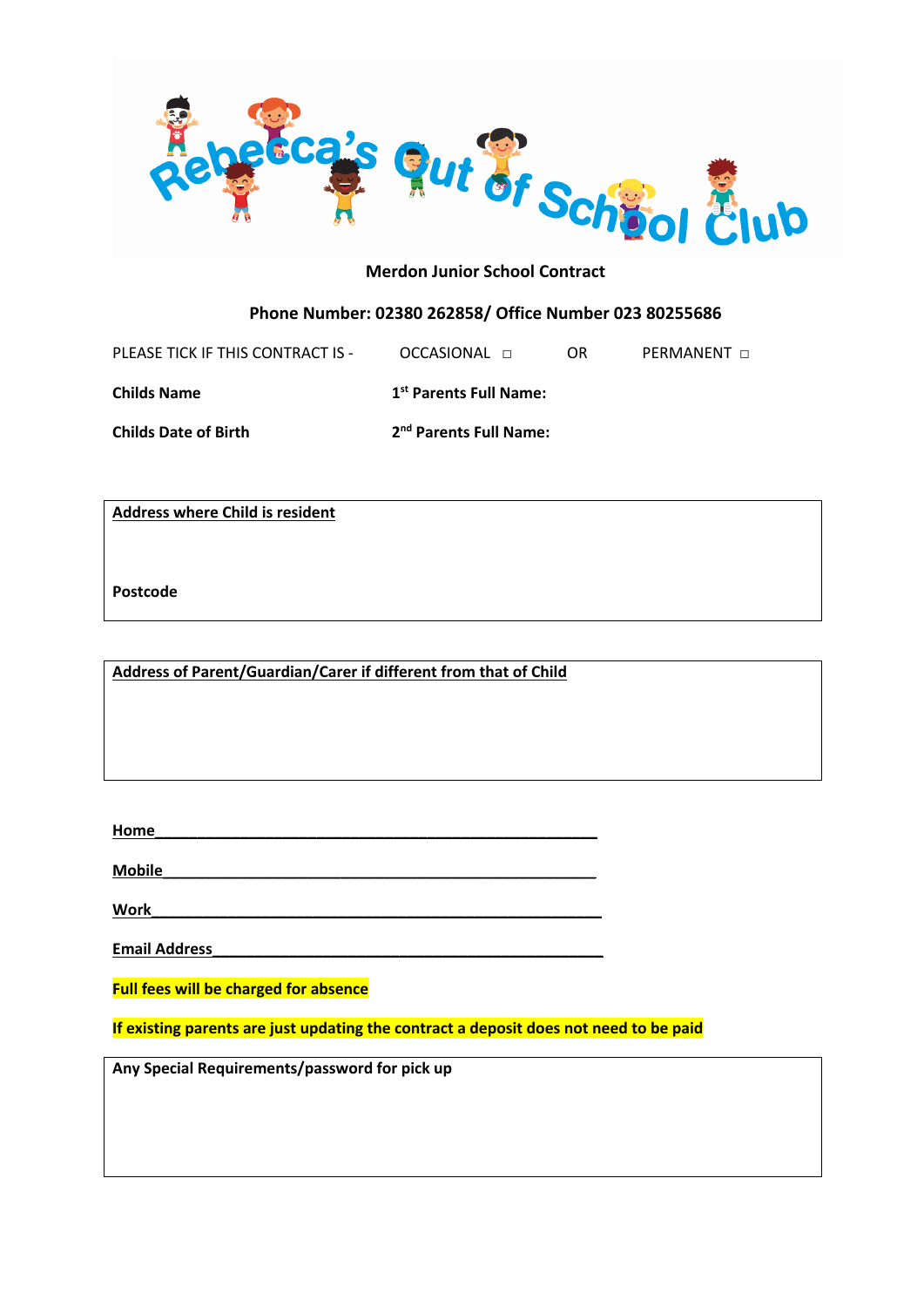# Rebecca's Out of School Club

**Merdon Junior School Contract**

**Phone Number: 02380 262858/ Office Number 023 80255686**

PLEASE TICK IF THIS CONTRACT IS - OCCASIONAL ☐ OR PERMANENT ☐

**Childs Name** **1st Parents Full Name:**

**Childs Date of Birth** **2nd Parents Full Name:**

**Address where Child is resident**

**Postcode**

**Address of Parent/Guardian/Carer if different from that of Child**

**Home**_______________________________________________________

**Mobile**_______________________________________________________

**Work**_________________________________________________________

**Email Address**_________________________________________________

**Full fees will be charged for absence**

**If existing parents are just updating the contract a deposit does not need to be paid**

**Any Special Requirements/password for pick up**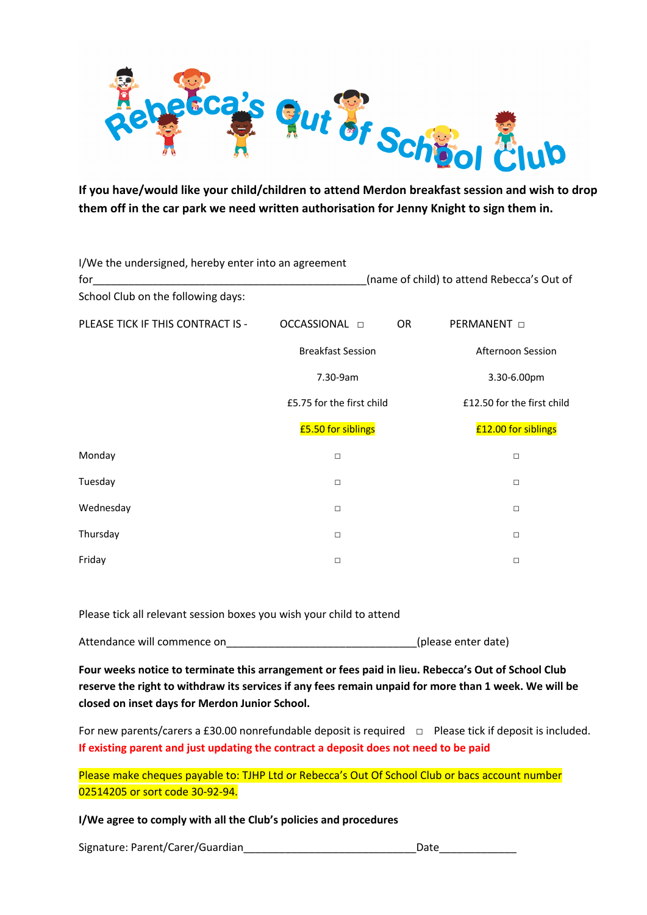# Rebecca's Out of School Club

**If you have/would like your child/children to attend Merdon breakfast session and wish to drop them off in the car park we need written authorisation for Jenny Knight to sign them in.**

I/We the undersigned, hereby enter into an agreement for_______________________________________________(name of child) to attend Rebecca's Out of School Club on the following days:

PLEASE TICK IF THIS CONTRACT IS - OCCASSIONAL ☐ OR PERMANENT ☐

| | Breakfast Session | Afternoon Session |
|---|---|---|
| | 7.30-9am | 3.30-6.00pm |
| | £5.75 for the first child | £12.50 for the first child |
| | £5.50 for siblings | £12.00 for siblings |
| Monday | ☐ | ☐ |
| Tuesday | ☐ | ☐ |
| Wednesday | ☐ | ☐ |
| Thursday | ☐ | ☐ |
| Friday | ☐ | ☐ |

Please tick all relevant session boxes you wish your child to attend

Attendance will commence on_________________________________(please enter date)

**Four weeks notice to terminate this arrangement or fees paid in lieu. Rebecca's Out of School Club reserve the right to withdraw its services if any fees remain unpaid for more than 1 week. We will be closed on inset days for Merdon Junior School.**

For new parents/carers a £30.00 nonrefundable deposit is required ☐ Please tick if deposit is included.
**If existing parent and just updating the contract a deposit does not need to be paid**

Please make cheques payable to: TJHP Ltd or Rebecca's Out Of School Club or bacs account number 02514205 or sort code 30-92-94.

**I/We agree to comply with all the Club's policies and procedures**

Signature: Parent/Carer/Guardian______________________________Date_____________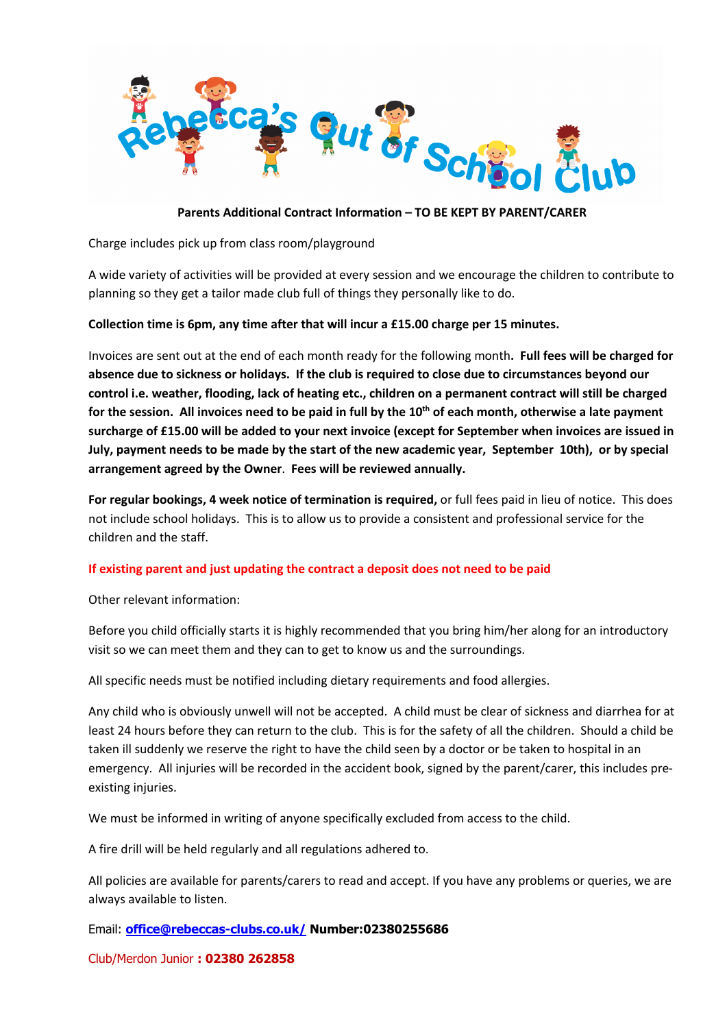# Rebecca's Out of School Club

**Parents Additional Contract Information – TO BE KEPT BY PARENT/CARER**

Charge includes pick up from class room/playground

A wide variety of activities will be provided at every session and we encourage the children to contribute to planning so they get a tailor made club full of things they personally like to do.

**Collection time is 6pm, any time after that will incur a £15.00 charge per 15 minutes.**

Invoices are sent out at the end of each month ready for the following month**. Full fees will be charged for absence due to sickness or holidays. If the club is required to close due to circumstances beyond our control i.e. weather, flooding, lack of heating etc., children on a permanent contract will still be charged for the session. All invoices need to be paid in full by the 10th of each month, otherwise a late payment surcharge of £15.00 will be added to your next invoice (except for September when invoices are issued in July, payment needs to be made by the start of the new academic year, September 10th), or by special arrangement agreed by the Owner**. **Fees will be reviewed annually.**

**For regular bookings, 4 week notice of termination is required,** or full fees paid in lieu of notice. This does not include school holidays. This is to allow us to provide a consistent and professional service for the children and the staff.

**If existing parent and just updating the contract a deposit does not need to be paid**

Other relevant information:

Before you child officially starts it is highly recommended that you bring him/her along for an introductory visit so we can meet them and they can to get to know us and the surroundings.

All specific needs must be notified including dietary requirements and food allergies.

Any child who is obviously unwell will not be accepted. A child must be clear of sickness and diarrhea for at least 24 hours before they can return to the club. This is for the safety of all the children. Should a child be taken ill suddenly we reserve the right to have the child seen by a doctor or be taken to hospital in an emergency. All injuries will be recorded in the accident book, signed by the parent/carer, this includes pre-existing injuries.

We must be informed in writing of anyone specifically excluded from access to the child.

A fire drill will be held regularly and all regulations adhered to.

All policies are available for parents/carers to read and accept. If you have any problems or queries, we are always available to listen.

Email: **office@rebeccas-clubs.co.uk/** **Number:02380255686**

Club/Merdon Junior **: 02380 262858**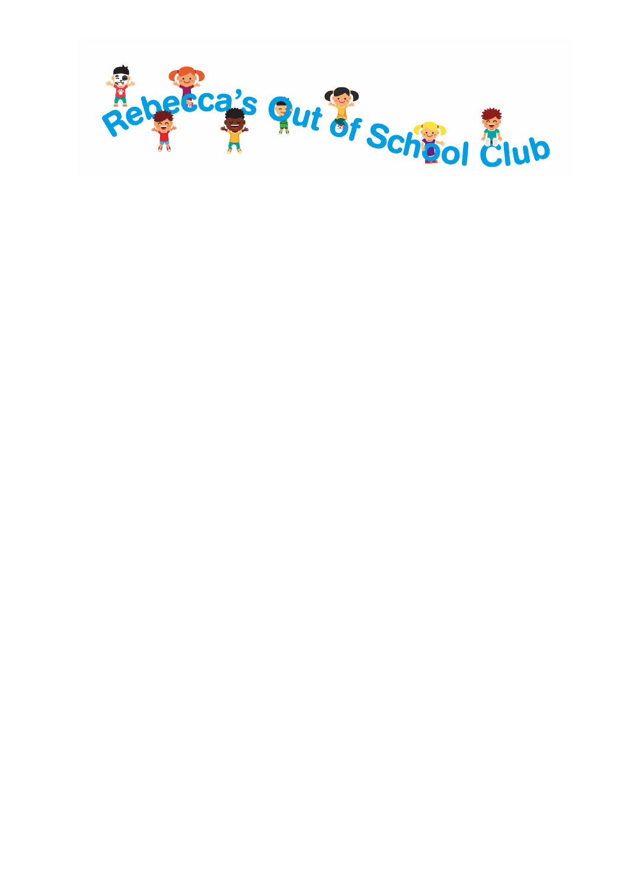Rebecca's Out of School Club